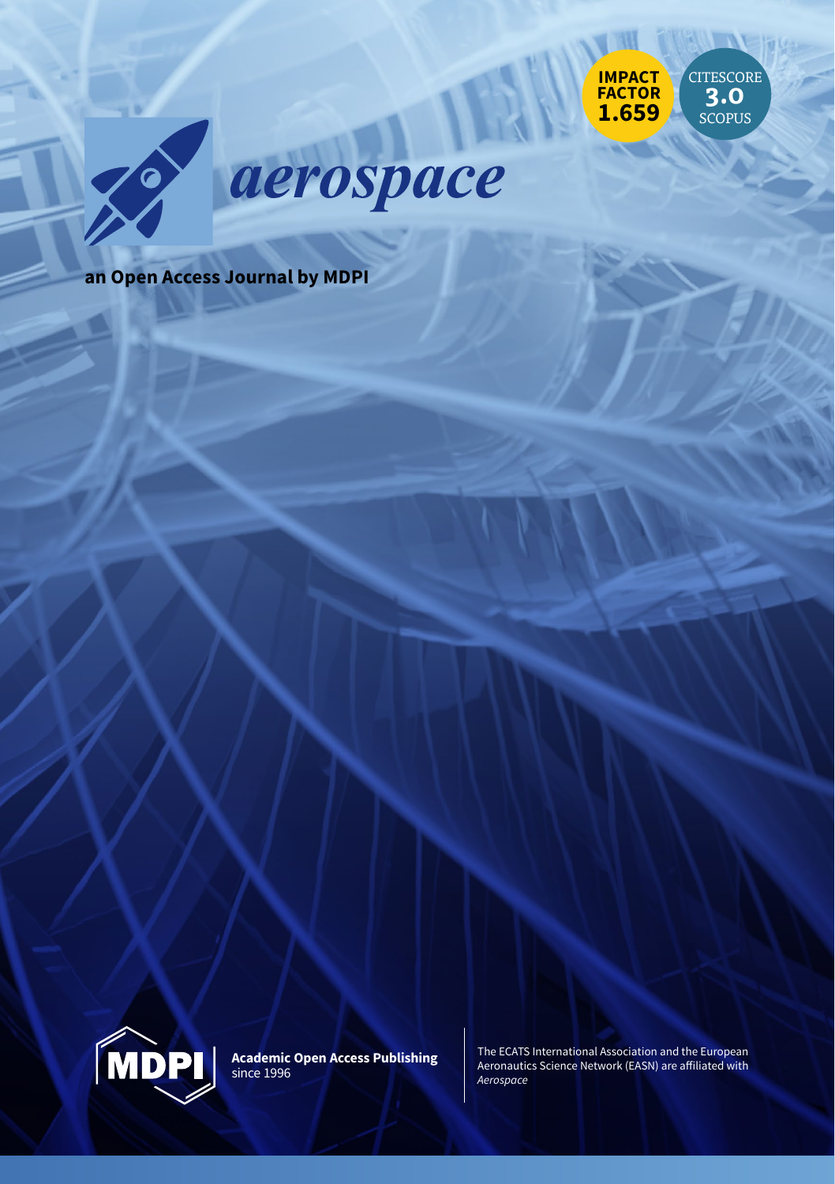IMPACT FACTOR 1.659

CITESCORE 3.0 SCOPUS

# aerospace

**an Open Access Journal by MDPI**

MDPI

**Academic Open Access Publishing** since 1996

The ECATS International Association and the European Aeronautics Science Network (EASN) are affiliated with *Aerospace*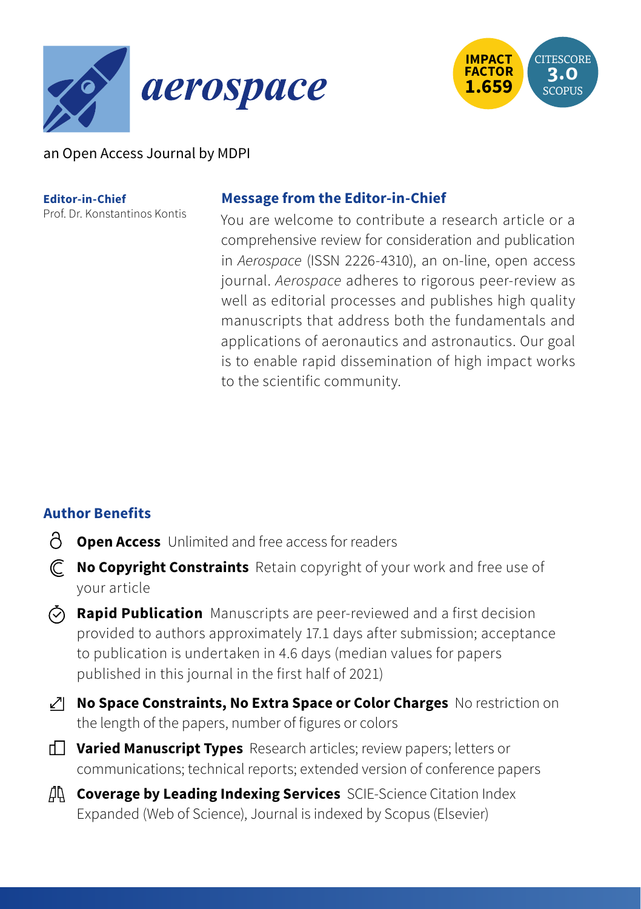# *aerospace*

IMPACT FACTOR 1.659

CITESCORE 3.0 SCOPUS

an Open Access Journal by MDPI

**Editor-in-Chief**
Prof. Dr. Konstantinos Kontis

## Message from the Editor-in-Chief

You are welcome to contribute a research article or a comprehensive review for consideration and publication in *Aerospace* (ISSN 2226-4310), an on-line, open access journal. *Aerospace* adheres to rigorous peer-review as well as editorial processes and publishes high quality manuscripts that address both the fundamentals and applications of aeronautics and astronautics. Our goal is to enable rapid dissemination of high impact works to the scientific community.

## Author Benefits

- **Open Access** Unlimited and free access for readers
- **No Copyright Constraints** Retain copyright of your work and free use of your article
- **Rapid Publication** Manuscripts are peer-reviewed and a first decision provided to authors approximately 17.1 days after submission; acceptance to publication is undertaken in 4.6 days (median values for papers published in this journal in the first half of 2021)
- **No Space Constraints, No Extra Space or Color Charges** No restriction on the length of the papers, number of figures or colors
- **Varied Manuscript Types** Research articles; review papers; letters or communications; technical reports; extended version of conference papers
- **Coverage by Leading Indexing Services** SCIE-Science Citation Index Expanded (Web of Science), Journal is indexed by Scopus (Elsevier)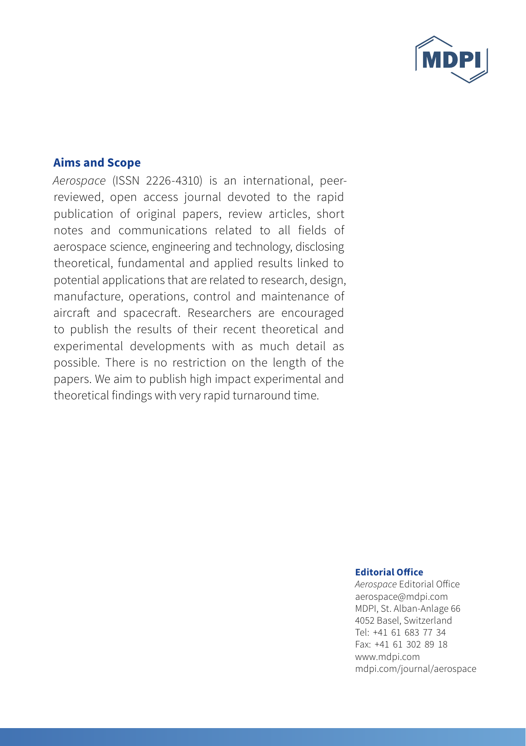## Aims and Scope

*Aerospace* (ISSN 2226-4310) is an international, peer-reviewed, open access journal devoted to the rapid publication of original papers, review articles, short notes and communications related to all fields of aerospace science, engineering and technology, disclosing theoretical, fundamental and applied results linked to potential applications that are related to research, design, manufacture, operations, control and maintenance of aircraft and spacecraft. Researchers are encouraged to publish the results of their recent theoretical and experimental developments with as much detail as possible. There is no restriction on the length of the papers. We aim to publish high impact experimental and theoretical findings with very rapid turnaround time.

**Editorial Office**

*Aerospace* Editorial Office
aerospace@mdpi.com
MDPI, St. Alban-Anlage 66
4052 Basel, Switzerland
Tel: +41 61 683 77 34
Fax: +41 61 302 89 18
www.mdpi.com
mdpi.com/journal/aerospace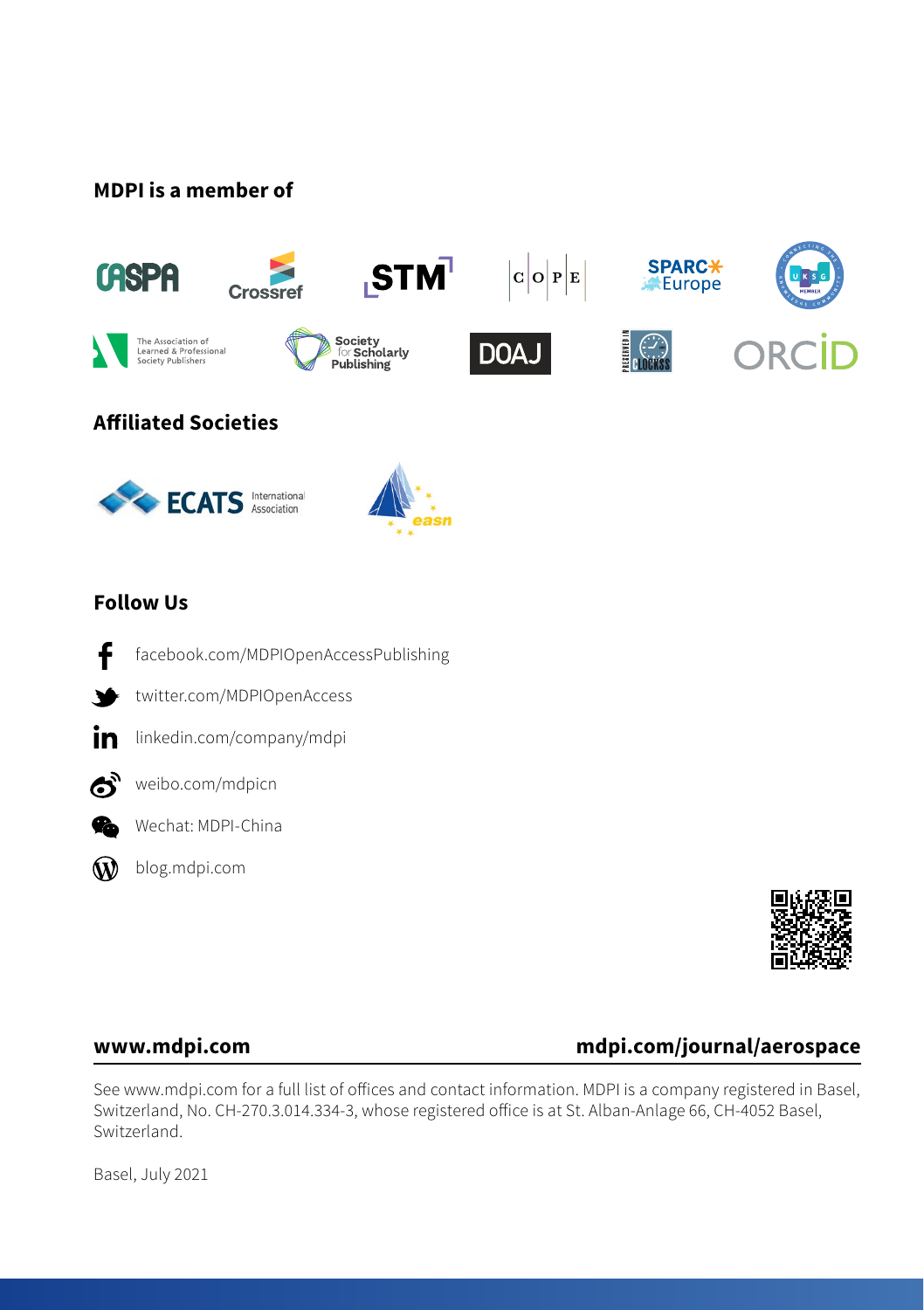**MDPI is a member of**

**Affiliated Societies**

**Follow Us**

facebook.com/MDPIOpenAccessPublishing

twitter.com/MDPIOpenAccess

linkedin.com/company/mdpi

weibo.com/mdpicn

Wechat: MDPI-China

blog.mdpi.com

**www.mdpi.com** **mdpi.com/journal/aerospace**

See www.mdpi.com for a full list of offices and contact information. MDPI is a company registered in Basel, Switzerland, No. CH-270.3.014.334-3, whose registered office is at St. Alban-Anlage 66, CH-4052 Basel, Switzerland.

Basel, July 2021